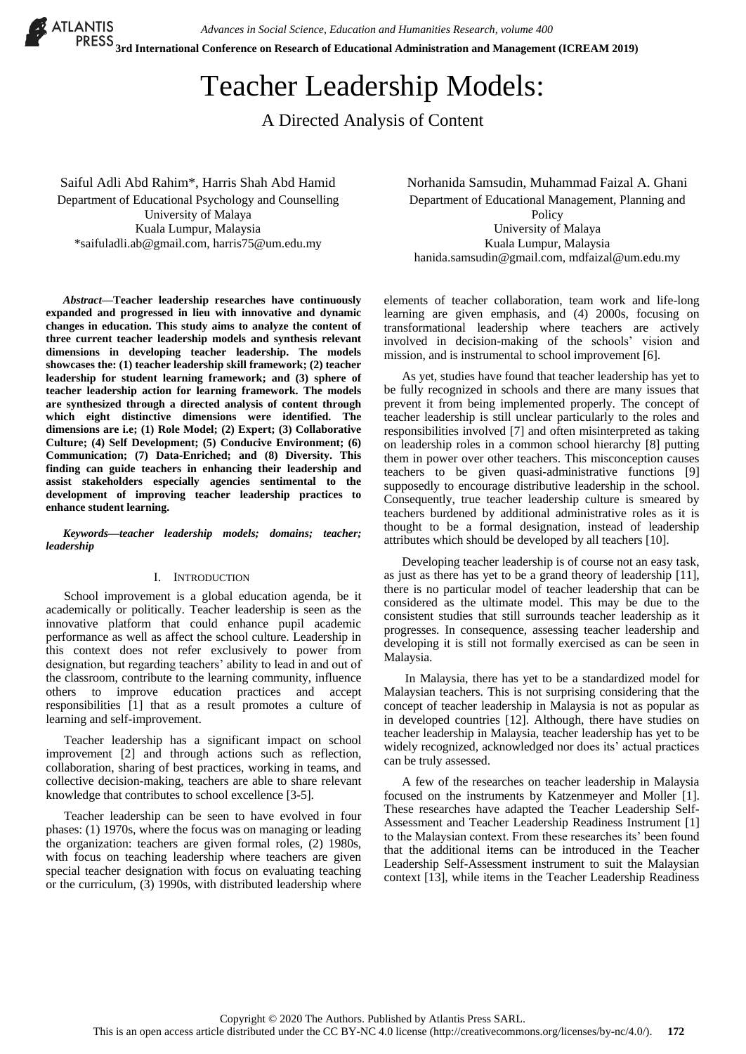# Teacher Leadership Models:

## A Directed Analysis of Content

Saiful Adli Abd Rahim*, Harris Shah Abd Hamid
Department of Educational Psychology and Counselling
University of Malaya
Kuala Lumpur, Malaysia
*saifuladli.ab@gmail.com, harris75@um.edu.my

Norhanida Samsudin, Muhammad Faizal A. Ghani
Department of Educational Management, Planning and Policy
University of Malaya
Kuala Lumpur, Malaysia
hanida.samsudin@gmail.com, mdfaizal@um.edu.my

***Abstract*—Teacher leadership researches have continuously expanded and progressed in lieu with innovative and dynamic changes in education. This study aims to analyze the content of three current teacher leadership models and synthesis relevant dimensions in developing teacher leadership. The models showcases the: (1) teacher leadership skill framework; (2) teacher leadership for student learning framework; and (3) sphere of teacher leadership action for learning framework. The models are synthesized through a directed analysis of content through which eight distinctive dimensions were identified. The dimensions are i.e; (1) Role Model; (2) Expert; (3) Collaborative Culture; (4) Self Development; (5) Conducive Environment; (6) Communication; (7) Data-Enriched; and (8) Diversity. This finding can guide teachers in enhancing their leadership and assist stakeholders especially agencies sentimental to the development of improving teacher leadership practices to enhance student learning.**

***Keywords*—*teacher leadership models; domains; teacher; leadership***

## I. Introduction

School improvement is a global education agenda, be it academically or politically. Teacher leadership is seen as the innovative platform that could enhance pupil academic performance as well as affect the school culture. Leadership in this context does not refer exclusively to power from designation, but regarding teachers' ability to lead in and out of the classroom, contribute to the learning community, influence others to improve education practices and accept responsibilities [1] that as a result promotes a culture of learning and self-improvement.

Teacher leadership has a significant impact on school improvement [2] and through actions such as reflection, collaboration, sharing of best practices, working in teams, and collective decision-making, teachers are able to share relevant knowledge that contributes to school excellence [3-5].

Teacher leadership can be seen to have evolved in four phases: (1) 1970s, where the focus was on managing or leading the organization: teachers are given formal roles, (2) 1980s, with focus on teaching leadership where teachers are given special teacher designation with focus on evaluating teaching or the curriculum, (3) 1990s, with distributed leadership where elements of teacher collaboration, team work and life-long learning are given emphasis, and (4) 2000s, focusing on transformational leadership where teachers are actively involved in decision-making of the schools' vision and mission, and is instrumental to school improvement [6].

As yet, studies have found that teacher leadership has yet to be fully recognized in schools and there are many issues that prevent it from being implemented properly. The concept of teacher leadership is still unclear particularly to the roles and responsibilities involved [7] and often misinterpreted as taking on leadership roles in a common school hierarchy [8] putting them in power over other teachers. This misconception causes teachers to be given quasi-administrative functions [9] supposedly to encourage distributive leadership in the school. Consequently, true teacher leadership culture is smeared by teachers burdened by additional administrative roles as it is thought to be a formal designation, instead of leadership attributes which should be developed by all teachers [10].

Developing teacher leadership is of course not an easy task, as just as there has yet to be a grand theory of leadership [11], there is no particular model of teacher leadership that can be considered as the ultimate model. This may be due to the consistent studies that still surrounds teacher leadership as it progresses. In consequence, assessing teacher leadership and developing it is still not formally exercised as can be seen in Malaysia.

In Malaysia, there has yet to be a standardized model for Malaysian teachers. This is not surprising considering that the concept of teacher leadership in Malaysia is not as popular as in developed countries [12]. Although, there have studies on teacher leadership in Malaysia, teacher leadership has yet to be widely recognized, acknowledged nor does its' actual practices can be truly assessed.

A few of the researches on teacher leadership in Malaysia focused on the instruments by Katzenmeyer and Moller [1]. These researches have adapted the Teacher Leadership Self-Assessment and Teacher Leadership Readiness Instrument [1] to the Malaysian context. From these researches its' been found that the additional items can be introduced in the Teacher Leadership Self-Assessment instrument to suit the Malaysian context [13], while items in the Teacher Leadership Readiness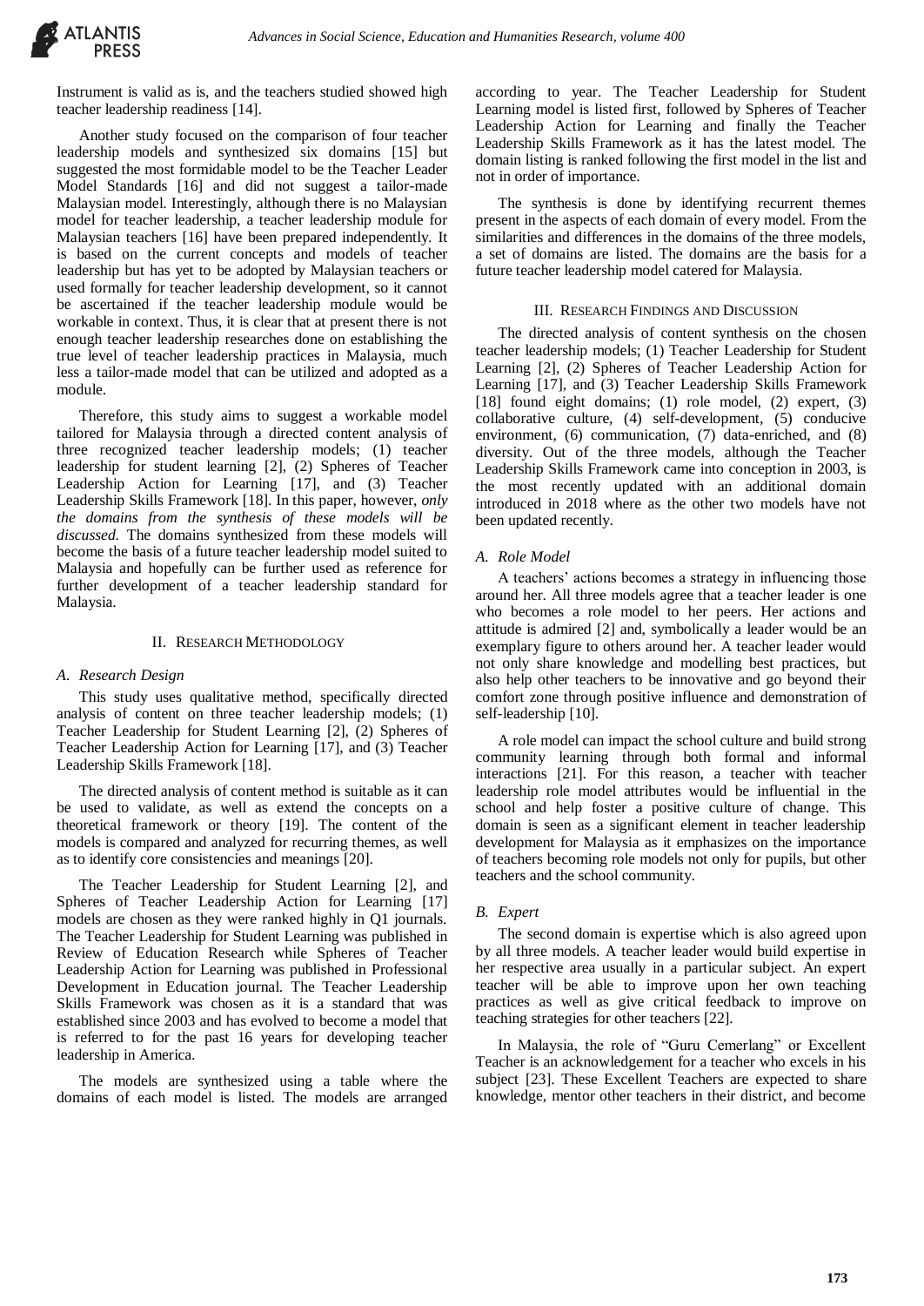Instrument is valid as is, and the teachers studied showed high teacher leadership readiness [14].

Another study focused on the comparison of four teacher leadership models and synthesized six domains [15] but suggested the most formidable model to be the Teacher Leader Model Standards [16] and did not suggest a tailor-made Malaysian model. Interestingly, although there is no Malaysian model for teacher leadership, a teacher leadership module for Malaysian teachers [16] have been prepared independently. It is based on the current concepts and models of teacher leadership but has yet to be adopted by Malaysian teachers or used formally for teacher leadership development, so it cannot be ascertained if the teacher leadership module would be workable in context. Thus, it is clear that at present there is not enough teacher leadership researches done on establishing the true level of teacher leadership practices in Malaysia, much less a tailor-made model that can be utilized and adopted as a module.

Therefore, this study aims to suggest a workable model tailored for Malaysia through a directed content analysis of three recognized teacher leadership models; (1) teacher leadership for student learning [2], (2) Spheres of Teacher Leadership Action for Learning [17], and (3) Teacher Leadership Skills Framework [18]. In this paper, however, *only the domains from the synthesis of these models will be discussed.* The domains synthesized from these models will become the basis of a future teacher leadership model suited to Malaysia and hopefully can be further used as reference for further development of a teacher leadership standard for Malaysia.

## II. Research Methodology

### A. Research Design

This study uses qualitative method, specifically directed analysis of content on three teacher leadership models; (1) Teacher Leadership for Student Learning [2], (2) Spheres of Teacher Leadership Action for Learning [17], and (3) Teacher Leadership Skills Framework [18].

The directed analysis of content method is suitable as it can be used to validate, as well as extend the concepts on a theoretical framework or theory [19]. The content of the models is compared and analyzed for recurring themes, as well as to identify core consistencies and meanings [20].

The Teacher Leadership for Student Learning [2], and Spheres of Teacher Leadership Action for Learning [17] models are chosen as they were ranked highly in Q1 journals. The Teacher Leadership for Student Learning was published in Review of Education Research while Spheres of Teacher Leadership Action for Learning was published in Professional Development in Education journal. The Teacher Leadership Skills Framework was chosen as it is a standard that was established since 2003 and has evolved to become a model that is referred to for the past 16 years for developing teacher leadership in America.

The models are synthesized using a table where the domains of each model is listed. The models are arranged according to year. The Teacher Leadership for Student Learning model is listed first, followed by Spheres of Teacher Leadership Action for Learning and finally the Teacher Leadership Skills Framework as it has the latest model. The domain listing is ranked following the first model in the list and not in order of importance.

The synthesis is done by identifying recurrent themes present in the aspects of each domain of every model. From the similarities and differences in the domains of the three models, a set of domains are listed. The domains are the basis for a future teacher leadership model catered for Malaysia.

## III. Research Findings and Discussion

The directed analysis of content synthesis on the chosen teacher leadership models; (1) Teacher Leadership for Student Learning [2], (2) Spheres of Teacher Leadership Action for Learning [17], and (3) Teacher Leadership Skills Framework [18] found eight domains; (1) role model, (2) expert, (3) collaborative culture, (4) self-development, (5) conducive environment, (6) communication, (7) data-enriched, and (8) diversity. Out of the three models, although the Teacher Leadership Skills Framework came into conception in 2003, is the most recently updated with an additional domain introduced in 2018 where as the other two models have not been updated recently.

### A. Role Model

A teachers' actions becomes a strategy in influencing those around her. All three models agree that a teacher leader is one who becomes a role model to her peers. Her actions and attitude is admired [2] and, symbolically a leader would be an exemplary figure to others around her. A teacher leader would not only share knowledge and modelling best practices, but also help other teachers to be innovative and go beyond their comfort zone through positive influence and demonstration of self-leadership [10].

A role model can impact the school culture and build strong community learning through both formal and informal interactions [21]. For this reason, a teacher with teacher leadership role model attributes would be influential in the school and help foster a positive culture of change. This domain is seen as a significant element in teacher leadership development for Malaysia as it emphasizes on the importance of teachers becoming role models not only for pupils, but other teachers and the school community.

### B. Expert

The second domain is expertise which is also agreed upon by all three models. A teacher leader would build expertise in her respective area usually in a particular subject. An expert teacher will be able to improve upon her own teaching practices as well as give critical feedback to improve on teaching strategies for other teachers [22].

In Malaysia, the role of "Guru Cemerlang" or Excellent Teacher is an acknowledgement for a teacher who excels in his subject [23]. These Excellent Teachers are expected to share knowledge, mentor other teachers in their district, and become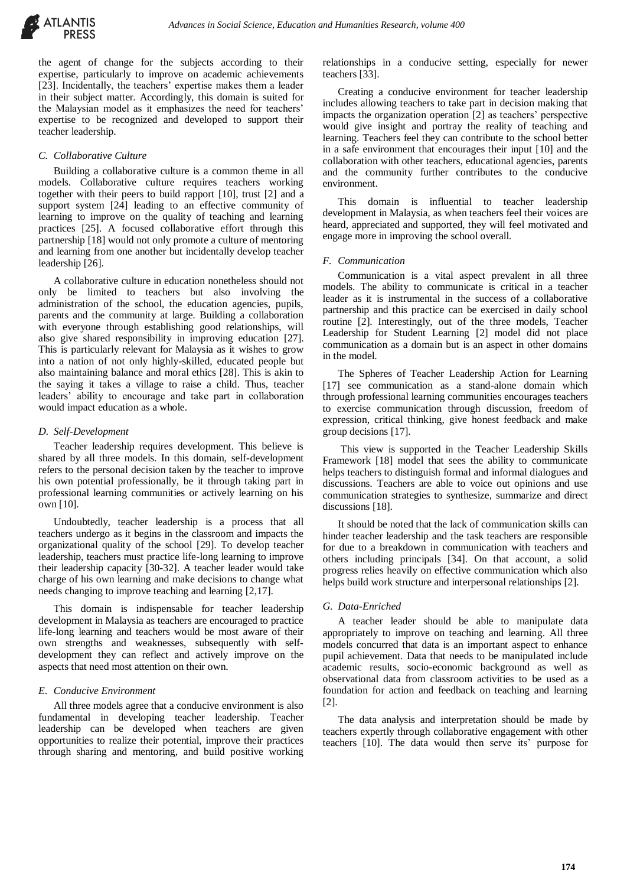the agent of change for the subjects according to their expertise, particularly to improve on academic achievements [23]. Incidentally, the teachers' expertise makes them a leader in their subject matter. Accordingly, this domain is suited for the Malaysian model as it emphasizes the need for teachers' expertise to be recognized and developed to support their teacher leadership.

### *C. Collaborative Culture*

Building a collaborative culture is a common theme in all models. Collaborative culture requires teachers working together with their peers to build rapport [10], trust [2] and a support system [24] leading to an effective community of learning to improve on the quality of teaching and learning practices [25]. A focused collaborative effort through this partnership [18] would not only promote a culture of mentoring and learning from one another but incidentally develop teacher leadership [26].

A collaborative culture in education nonetheless should not only be limited to teachers but also involving the administration of the school, the education agencies, pupils, parents and the community at large. Building a collaboration with everyone through establishing good relationships, will also give shared responsibility in improving education [27]. This is particularly relevant for Malaysia as it wishes to grow into a nation of not only highly-skilled, educated people but also maintaining balance and moral ethics [28]. This is akin to the saying it takes a village to raise a child. Thus, teacher leaders' ability to encourage and take part in collaboration would impact education as a whole.

### *D. Self-Development*

Teacher leadership requires development. This believe is shared by all three models. In this domain, self-development refers to the personal decision taken by the teacher to improve his own potential professionally, be it through taking part in professional learning communities or actively learning on his own [10].

Undoubtedly, teacher leadership is a process that all teachers undergo as it begins in the classroom and impacts the organizational quality of the school [29]. To develop teacher leadership, teachers must practice life-long learning to improve their leadership capacity [30-32]. A teacher leader would take charge of his own learning and make decisions to change what needs changing to improve teaching and learning [2,17].

This domain is indispensable for teacher leadership development in Malaysia as teachers are encouraged to practice life-long learning and teachers would be most aware of their own strengths and weaknesses, subsequently with self-development they can reflect and actively improve on the aspects that need most attention on their own.

### *E. Conducive Environment*

All three models agree that a conducive environment is also fundamental in developing teacher leadership. Teacher leadership can be developed when teachers are given opportunities to realize their potential, improve their practices through sharing and mentoring, and build positive working relationships in a conducive setting, especially for newer teachers [33].

Creating a conducive environment for teacher leadership includes allowing teachers to take part in decision making that impacts the organization operation [2] as teachers' perspective would give insight and portray the reality of teaching and learning. Teachers feel they can contribute to the school better in a safe environment that encourages their input [10] and the collaboration with other teachers, educational agencies, parents and the community further contributes to the conducive environment.

This domain is influential to teacher leadership development in Malaysia, as when teachers feel their voices are heard, appreciated and supported, they will feel motivated and engage more in improving the school overall.

### *F. Communication*

Communication is a vital aspect prevalent in all three models. The ability to communicate is critical in a teacher leader as it is instrumental in the success of a collaborative partnership and this practice can be exercised in daily school routine [2]. Interestingly, out of the three models, Teacher Leadership for Student Learning [2] model did not place communication as a domain but is an aspect in other domains in the model.

The Spheres of Teacher Leadership Action for Learning [17] see communication as a stand-alone domain which through professional learning communities encourages teachers to exercise communication through discussion, freedom of expression, critical thinking, give honest feedback and make group decisions [17].

This view is supported in the Teacher Leadership Skills Framework [18] model that sees the ability to communicate helps teachers to distinguish formal and informal dialogues and discussions. Teachers are able to voice out opinions and use communication strategies to synthesize, summarize and direct discussions [18].

It should be noted that the lack of communication skills can hinder teacher leadership and the task teachers are responsible for due to a breakdown in communication with teachers and others including principals [34]. On that account, a solid progress relies heavily on effective communication which also helps build work structure and interpersonal relationships [2].

### *G. Data-Enriched*

A teacher leader should be able to manipulate data appropriately to improve on teaching and learning. All three models concurred that data is an important aspect to enhance pupil achievement. Data that needs to be manipulated include academic results, socio-economic background as well as observational data from classroom activities to be used as a foundation for action and feedback on teaching and learning [2].

The data analysis and interpretation should be made by teachers expertly through collaborative engagement with other teachers [10]. The data would then serve its' purpose for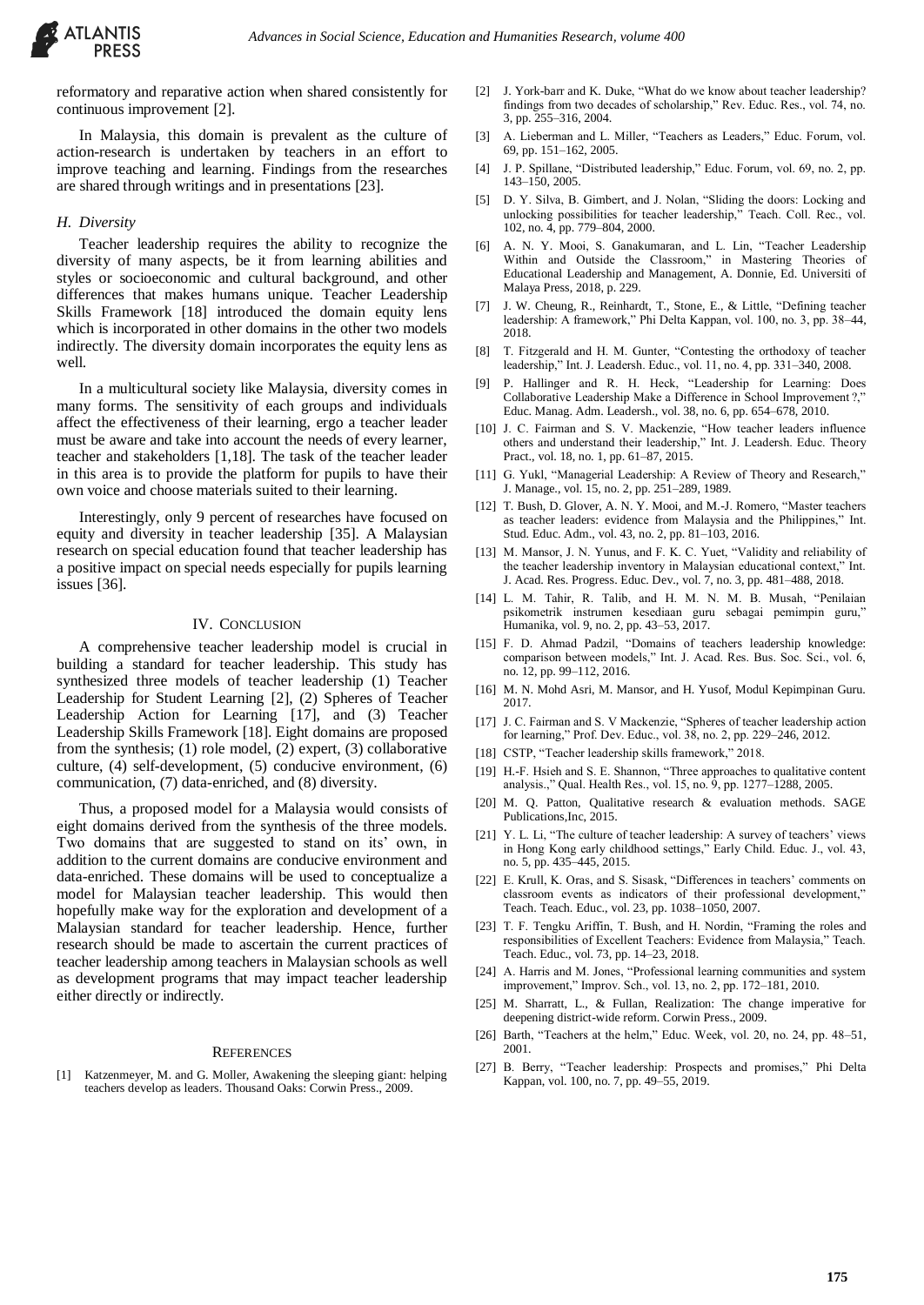reformatory and reparative action when shared consistently for continuous improvement [2].

In Malaysia, this domain is prevalent as the culture of action-research is undertaken by teachers in an effort to improve teaching and learning. Findings from the researches are shared through writings and in presentations [23].

### *H. Diversity*

Teacher leadership requires the ability to recognize the diversity of many aspects, be it from learning abilities and styles or socioeconomic and cultural background, and other differences that makes humans unique. Teacher Leadership Skills Framework [18] introduced the domain equity lens which is incorporated in other domains in the other two models indirectly. The diversity domain incorporates the equity lens as well.

In a multicultural society like Malaysia, diversity comes in many forms. The sensitivity of each groups and individuals affect the effectiveness of their learning, ergo a teacher leader must be aware and take into account the needs of every learner, teacher and stakeholders [1,18]. The task of the teacher leader in this area is to provide the platform for pupils to have their own voice and choose materials suited to their learning.

Interestingly, only 9 percent of researches have focused on equity and diversity in teacher leadership [35]. A Malaysian research on special education found that teacher leadership has a positive impact on special needs especially for pupils learning issues [36].

## IV. Conclusion

A comprehensive teacher leadership model is crucial in building a standard for teacher leadership. This study has synthesized three models of teacher leadership (1) Teacher Leadership for Student Learning [2], (2) Spheres of Teacher Leadership Action for Learning [17], and (3) Teacher Leadership Skills Framework [18]. Eight domains are proposed from the synthesis; (1) role model, (2) expert, (3) collaborative culture, (4) self-development, (5) conducive environment, (6) communication, (7) data-enriched, and (8) diversity.

Thus, a proposed model for a Malaysia would consists of eight domains derived from the synthesis of the three models. Two domains that are suggested to stand on its' own, in addition to the current domains are conducive environment and data-enriched. These domains will be used to conceptualize a model for Malaysian teacher leadership. This would then hopefully make way for the exploration and development of a Malaysian standard for teacher leadership. Hence, further research should be made to ascertain the current practices of teacher leadership among teachers in Malaysian schools as well as development programs that may impact teacher leadership either directly or indirectly.

## References

[1] Katzenmeyer, M. and G. Moller, Awakening the sleeping giant: helping teachers develop as leaders. Thousand Oaks: Corwin Press., 2009.

[2] J. York-barr and K. Duke, "What do we know about teacher leadership? findings from two decades of scholarship," Rev. Educ. Res., vol. 74, no. 3, pp. 255–316, 2004.

[3] A. Lieberman and L. Miller, "Teachers as Leaders," Educ. Forum, vol. 69, pp. 151–162, 2005.

[4] J. P. Spillane, "Distributed leadership," Educ. Forum, vol. 69, no. 2, pp. 143–150, 2005.

[5] D. Y. Silva, B. Gimbert, and J. Nolan, "Sliding the doors: Locking and unlocking possibilities for teacher leadership," Teach. Coll. Rec., vol. 102, no. 4, pp. 779–804, 2000.

[6] A. N. Y. Mooi, S. Ganakumaran, and L. Lin, "Teacher Leadership Within and Outside the Classroom," in Mastering Theories of Educational Leadership and Management, A. Donnie, Ed. Universiti of Malaya Press, 2018, p. 229.

[7] J. W. Cheung, R., Reinhardt, T., Stone, E., & Little, "Defining teacher leadership: A framework," Phi Delta Kappan, vol. 100, no. 3, pp. 38–44, 2018.

[8] T. Fitzgerald and H. M. Gunter, "Contesting the orthodoxy of teacher leadership," Int. J. Leadersh. Educ., vol. 11, no. 4, pp. 331–340, 2008.

[9] P. Hallinger and R. H. Heck, "Leadership for Learning: Does Collaborative Leadership Make a Difference in School Improvement ?," Educ. Manag. Adm. Leadersh., vol. 38, no. 6, pp. 654–678, 2010.

[10] J. C. Fairman and S. V. Mackenzie, "How teacher leaders influence others and understand their leadership," Int. J. Leadersh. Educ. Theory Pract., vol. 18, no. 1, pp. 61–87, 2015.

[11] G. Yukl, "Managerial Leadership: A Review of Theory and Research," J. Manage., vol. 15, no. 2, pp. 251–289, 1989.

[12] T. Bush, D. Glover, A. N. Y. Mooi, and M.-J. Romero, "Master teachers as teacher leaders: evidence from Malaysia and the Philippines," Int. Stud. Educ. Adm., vol. 43, no. 2, pp. 81–103, 2016.

[13] M. Mansor, J. N. Yunus, and F. K. C. Yuet, "Validity and reliability of the teacher leadership inventory in Malaysian educational context," Int. J. Acad. Res. Progress. Educ. Dev., vol. 7, no. 3, pp. 481–488, 2018.

[14] L. M. Tahir, R. Talib, and H. M. N. M. B. Musah, "Penilaian psikometrik instrumen kesediaan guru sebagai pemimpin guru," Humanika, vol. 9, no. 2, pp. 43–53, 2017.

[15] F. D. Ahmad Padzil, "Domains of teachers leadership knowledge: comparison between models," Int. J. Acad. Res. Bus. Soc. Sci., vol. 6, no. 12, pp. 99–112, 2016.

[16] M. N. Mohd Asri, M. Mansor, and H. Yusof, Modul Kepimpinan Guru. 2017.

[17] J. C. Fairman and S. V Mackenzie, "Spheres of teacher leadership action for learning," Prof. Dev. Educ., vol. 38, no. 2, pp. 229–246, 2012.

[18] CSTP, "Teacher leadership skills framework," 2018.

[19] H.-F. Hsieh and S. E. Shannon, "Three approaches to qualitative content analysis.," Qual. Health Res., vol. 15, no. 9, pp. 1277–1288, 2005.

[20] M. Q. Patton, Qualitative research & evaluation methods. SAGE Publications,Inc, 2015.

[21] Y. L. Li, "The culture of teacher leadership: A survey of teachers' views in Hong Kong early childhood settings," Early Child. Educ. J., vol. 43, no. 5, pp. 435–445, 2015.

[22] E. Krull, K. Oras, and S. Sisask, "Differences in teachers' comments on classroom events as indicators of their professional development," Teach. Teach. Educ., vol. 23, pp. 1038–1050, 2007.

[23] T. F. Tengku Ariffin, T. Bush, and H. Nordin, "Framing the roles and responsibilities of Excellent Teachers: Evidence from Malaysia," Teach. Teach. Educ., vol. 73, pp. 14–23, 2018.

[24] A. Harris and M. Jones, "Professional learning communities and system improvement," Improv. Sch., vol. 13, no. 2, pp. 172–181, 2010.

[25] M. Sharratt, L., & Fullan, Realization: The change imperative for deepening district-wide reform. Corwin Press., 2009.

[26] Barth, "Teachers at the helm," Educ. Week, vol. 20, no. 24, pp. 48–51, 2001.

[27] B. Berry, "Teacher leadership: Prospects and promises," Phi Delta Kappan, vol. 100, no. 7, pp. 49–55, 2019.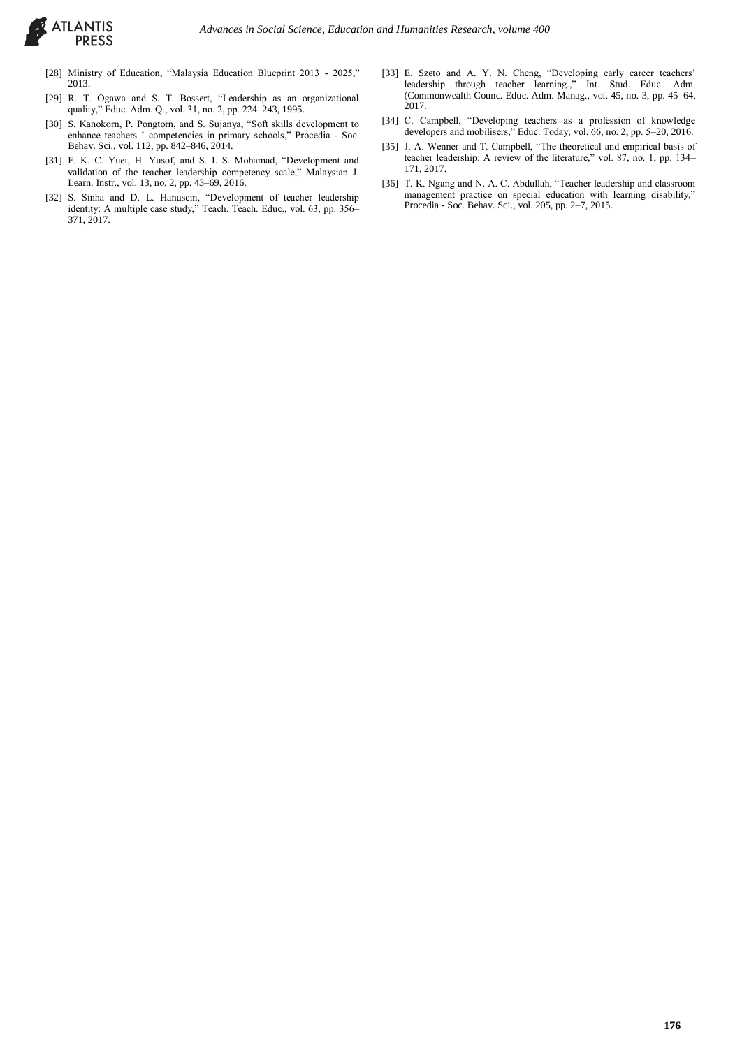[28] Ministry of Education, "Malaysia Education Blueprint 2013 - 2025," 2013.

[29] R. T. Ogawa and S. T. Bossert, "Leadership as an organizational quality," Educ. Adm. Q., vol. 31, no. 2, pp. 224–243, 1995.

[30] S. Kanokorn, P. Pongtorn, and S. Sujanya, "Soft skills development to enhance teachers ' competencies in primary schools," Procedia - Soc. Behav. Sci., vol. 112, pp. 842–846, 2014.

[31] F. K. C. Yuet, H. Yusof, and S. I. S. Mohamad, "Development and validation of the teacher leadership competency scale," Malaysian J. Learn. Instr., vol. 13, no. 2, pp. 43–69, 2016.

[32] S. Sinha and D. L. Hanuscin, "Development of teacher leadership identity: A multiple case study," Teach. Teach. Educ., vol. 63, pp. 356–371, 2017.

[33] E. Szeto and A. Y. N. Cheng, "Developing early career teachers' leadership through teacher learning.," Int. Stud. Educ. Adm. (Commonwealth Counc. Educ. Adm. Manag., vol. 45, no. 3, pp. 45–64, 2017.

[34] C. Campbell, "Developing teachers as a profession of knowledge developers and mobilisers," Educ. Today, vol. 66, no. 2, pp. 5–20, 2016.

[35] J. A. Wenner and T. Campbell, "The theoretical and empirical basis of teacher leadership: A review of the literature," vol. 87, no. 1, pp. 134–171, 2017.

[36] T. K. Ngang and N. A. C. Abdullah, "Teacher leadership and classroom management practice on special education with learning disability," Procedia - Soc. Behav. Sci., vol. 205, pp. 2–7, 2015.